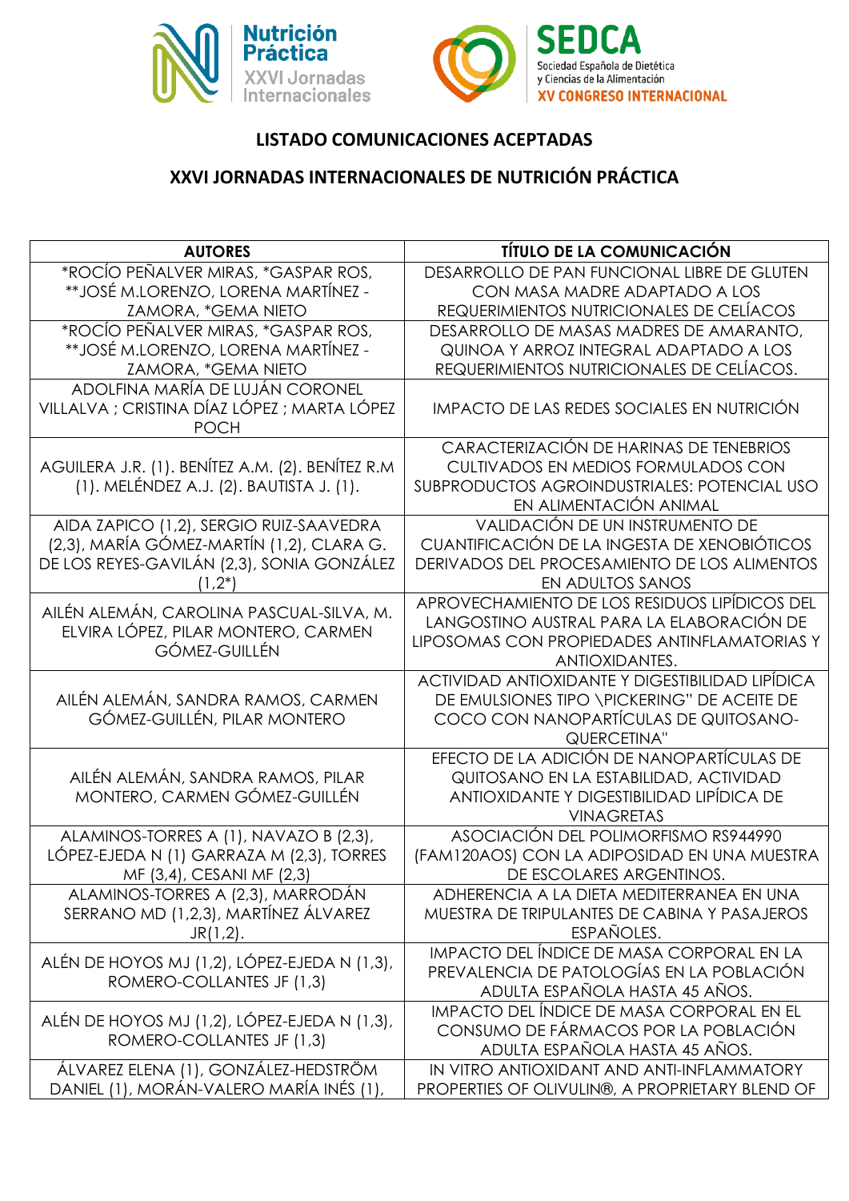## LISTADO COMUNICACIONES ACEPTADAS

## XXVI JORNADAS INTERNACIONALES DE NUTRICIÓN PRÁCTICA

| AUTORES | TÍTULO DE LA COMUNICACIÓN |
|---|---|
| *ROCÍO PEÑALVER MIRAS, *GASPAR ROS, **JOSÉ M.LORENZO, LORENA MARTÍNEZ - ZAMORA, *GEMA NIETO | DESARROLLO DE PAN FUNCIONAL LIBRE DE GLUTEN CON MASA MADRE ADAPTADO A LOS REQUERIMIENTOS NUTRICIONALES DE CELÍACOS |
| *ROCÍO PEÑALVER MIRAS, *GASPAR ROS, **JOSÉ M.LORENZO, LORENA MARTÍNEZ - ZAMORA, *GEMA NIETO | DESARROLLO DE MASAS MADRES DE AMARANTO, QUINOA Y ARROZ INTEGRAL ADAPTADO A LOS REQUERIMIENTOS NUTRICIONALES DE CELÍACOS. |
| ADOLFINA MARÍA DE LUJÁN CORONEL VILLALVA ; CRISTINA DÍAZ LÓPEZ ; MARTA LÓPEZ POCH | IMPACTO DE LAS REDES SOCIALES EN NUTRICIÓN |
| AGUILERA J.R. (1). BENÍTEZ A.M. (2). BENÍTEZ R.M (1). MELÉNDEZ A.J. (2). BAUTISTA J. (1). | CARACTERIZACIÓN DE HARINAS DE TENEBRIOS CULTIVADOS EN MEDIOS FORMULADOS CON SUBPRODUCTOS AGROINDUSTRIALES: POTENCIAL USO EN ALIMENTACIÓN ANIMAL |
| AIDA ZAPICO (1,2), SERGIO RUIZ-SAAVEDRA (2,3), MARÍA GÓMEZ-MARTÍN (1,2), CLARA G. DE LOS REYES-GAVILÁN (2,3), SONIA GONZÁLEZ (1,2*) | VALIDACIÓN DE UN INSTRUMENTO DE CUANTIFICACIÓN DE LA INGESTA DE XENOBIÓTICOS DERIVADOS DEL PROCESAMIENTO DE LOS ALIMENTOS EN ADULTOS SANOS |
| AILÉN ALEMÁN, CAROLINA PASCUAL-SILVA, M. ELVIRA LÓPEZ, PILAR MONTERO, CARMEN GÓMEZ-GUILLÉN | APROVECHAMIENTO DE LOS RESIDUOS LIPÍDICOS DEL LANGOSTINO AUSTRAL PARA LA ELABORACIÓN DE LIPOSOMAS CON PROPIEDADES ANTINFLAMATORIAS Y ANTIOXIDANTES. |
| AILÉN ALEMÁN, SANDRA RAMOS, CARMEN GÓMEZ-GUILLÉN, PILAR MONTERO | ACTIVIDAD ANTIOXIDANTE Y DIGESTIBILIDAD LIPÍDICA DE EMULSIONES TIPO \PICKERING" DE ACEITE DE COCO CON NANOPARTÍCULAS DE QUITOSANO-QUERCETINA" |
| AILÉN ALEMÁN, SANDRA RAMOS, PILAR MONTERO, CARMEN GÓMEZ-GUILLÉN | EFECTO DE LA ADICIÓN DE NANOPARTÍCULAS DE QUITOSANO EN LA ESTABILIDAD, ACTIVIDAD ANTIOXIDANTE Y DIGESTIBILIDAD LIPÍDICA DE VINAGRETAS |
| ALAMINOS-TORRES A (1), NAVAZO B (2,3), LÓPEZ-EJEDA N (1) GARRAZA M (2,3), TORRES MF (3,4), CESANI MF (2,3) | ASOCIACIÓN DEL POLIMORFISMO RS944990 (FAM120AOS) CON LA ADIPOSIDAD EN UNA MUESTRA DE ESCOLARES ARGENTINOS. |
| ALAMINOS-TORRES A (2,3), MARRODÁN SERRANO MD (1,2,3), MARTÍNEZ ÁLVAREZ JR(1,2). | ADHERENCIA A LA DIETA MEDITERRANEA EN UNA MUESTRA DE TRIPULANTES DE CABINA Y PASAJEROS ESPAÑOLES. |
| ALÉN DE HOYOS MJ (1,2), LÓPEZ-EJEDA N (1,3), ROMERO-COLLANTES JF (1,3) | IMPACTO DEL ÍNDICE DE MASA CORPORAL EN LA PREVALENCIA DE PATOLOGÍAS EN LA POBLACIÓN ADULTA ESPAÑOLA HASTA 45 AÑOS. |
| ALÉN DE HOYOS MJ (1,2), LÓPEZ-EJEDA N (1,3), ROMERO-COLLANTES JF (1,3) | IMPACTO DEL ÍNDICE DE MASA CORPORAL EN EL CONSUMO DE FÁRMACOS POR LA POBLACIÓN ADULTA ESPAÑOLA HASTA 45 AÑOS. |
| ÁLVAREZ ELENA (1), GONZÁLEZ-HEDSTRÖM DANIEL (1), MORÁN-VALERO MARÍA INÉS (1), | IN VITRO ANTIOXIDANT AND ANTI-INFLAMMATORY PROPERTIES OF OLIVULIN®, A PROPRIETARY BLEND OF |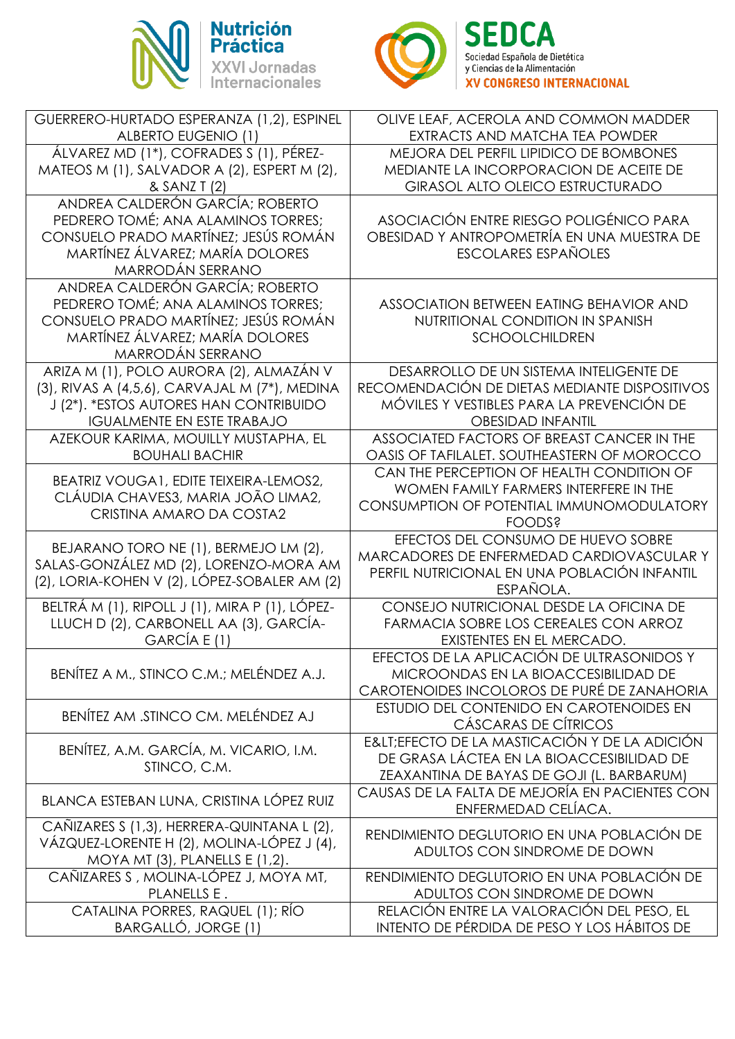| | |
|---|---|
| GUERRERO-HURTADO ESPERANZA (1,2), ESPINEL ALBERTO EUGENIO (1) | OLIVE LEAF, ACEROLA AND COMMON MADDER EXTRACTS AND MATCHA TEA POWDER |
| ÁLVAREZ MD (1*), COFRADES S (1), PÉREZ-MATEOS M (1), SALVADOR A (2), ESPERT M (2), & SANZ T (2) | MEJORA DEL PERFIL LIPIDICO DE BOMBONES MEDIANTE LA INCORPORACION DE ACEITE DE GIRASOL ALTO OLEICO ESTRUCTURADO |
| ANDREA CALDERÓN GARCÍA; ROBERTO PEDRERO TOMÉ; ANA ALAMINOS TORRES; CONSUELO PRADO MARTÍNEZ; JESÚS ROMÁN MARTÍNEZ ÁLVAREZ; MARÍA DOLORES MARRODÁN SERRANO | ASOCIACIÓN ENTRE RIESGO POLIGÉNICO PARA OBESIDAD Y ANTROPOMETRÍA EN UNA MUESTRA DE ESCOLARES ESPAÑOLES |
| ANDREA CALDERÓN GARCÍA; ROBERTO PEDRERO TOMÉ; ANA ALAMINOS TORRES; CONSUELO PRADO MARTÍNEZ; JESÚS ROMÁN MARTÍNEZ ÁLVAREZ; MARÍA DOLORES MARRODÁN SERRANO | ASSOCIATION BETWEEN EATING BEHAVIOR AND NUTRITIONAL CONDITION IN SPANISH SCHOOLCHILDREN |
| ARIZA M (1), POLO AURORA (2), ALMAZÁN V (3), RIVAS A (4,5,6), CARVAJAL M (7*), MEDINA J (2*). *ESTOS AUTORES HAN CONTRIBUIDO IGUALMENTE EN ESTE TRABAJO | DESARROLLO DE UN SISTEMA INTELIGENTE DE RECOMENDACIÓN DE DIETAS MEDIANTE DISPOSITIVOS MÓVILES Y VESTIBLES PARA LA PREVENCIÓN DE OBESIDAD INFANTIL |
| AZEKOUR KARIMA, MOUILLY MUSTAPHA, EL BOUHALI BACHIR | ASSOCIATED FACTORS OF BREAST CANCER IN THE OASIS OF TAFILALET. SOUTHEASTERN OF MOROCCO |
| BEATRIZ VOUGA1, EDITE TEIXEIRA-LEMOS2, CLÁUDIA CHAVES3, MARIA JOÃO LIMA2, CRISTINA AMARO DA COSTA2 | CAN THE PERCEPTION OF HEALTH CONDITION OF WOMEN FAMILY FARMERS INTERFERE IN THE CONSUMPTION OF POTENTIAL IMMUNOMODULATORY FOODS? |
| BEJARANO TORO NE (1), BERMEJO LM (2), SALAS-GONZÁLEZ MD (2), LORENZO-MORA AM (2), LORIA-KOHEN V (2), LÓPEZ-SOBALER AM (2) | EFECTOS DEL CONSUMO DE HUEVO SOBRE MARCADORES DE ENFERMEDAD CARDIOVASCULAR Y PERFIL NUTRICIONAL EN UNA POBLACIÓN INFANTIL ESPAÑOLA. |
| BELTRÁ M (1), RIPOLL J (1), MIRA P (1), LÓPEZ-LLUCH D (2), CARBONELL AA (3), GARCÍA-GARCÍA E (1) | CONSEJO NUTRICIONAL DESDE LA OFICINA DE FARMACIA SOBRE LOS CEREALES CON ARROZ EXISTENTES EN EL MERCADO. |
| BENÍTEZ A M., STINCO C.M.; MELÉNDEZ A.J. | EFECTOS DE LA APLICACIÓN DE ULTRASONIDOS Y MICROONDAS EN LA BIOACCESIBILIDAD DE CAROTENOIDES INCOLOROS DE PURÉ DE ZANAHORIA |
| BENÍTEZ AM .STINCO CM. MELÉNDEZ AJ | ESTUDIO DEL CONTENIDO EN CAROTENOIDES EN CÁSCARAS DE CÍTRICOS |
| BENÍTEZ, A.M. GARCÍA, M. VICARIO, I.M. STINCO, C.M. | E&LT;EFECTO DE LA MASTICACIÓN Y DE LA ADICIÓN DE GRASA LÁCTEA EN LA BIOACCESIBILIDAD DE ZEAXANTINA DE BAYAS DE GOJI (L. BARBARUM) |
| BLANCA ESTEBAN LUNA, CRISTINA LÓPEZ RUIZ | CAUSAS DE LA FALTA DE MEJORÍA EN PACIENTES CON ENFERMEDAD CELÍACA. |
| CAÑIZARES S (1,3), HERRERA-QUINTANA L (2), VÁZQUEZ-LORENTE H (2), MOLINA-LÓPEZ J (4), MOYA MT (3), PLANELLS E (1,2). | RENDIMIENTO DEGLUTORIO EN UNA POBLACIÓN DE ADULTOS CON SINDROME DE DOWN |
| CAÑIZARES S , MOLINA-LÓPEZ J, MOYA MT, PLANELLS E . | RENDIMIENTO DEGLUTORIO EN UNA POBLACIÓN DE ADULTOS CON SINDROME DE DOWN |
| CATALINA PORRES, RAQUEL (1); RÍO BARGALLÓ, JORGE (1) | RELACIÓN ENTRE LA VALORACIÓN DEL PESO, EL INTENTO DE PÉRDIDA DE PESO Y LOS HÁBITOS DE |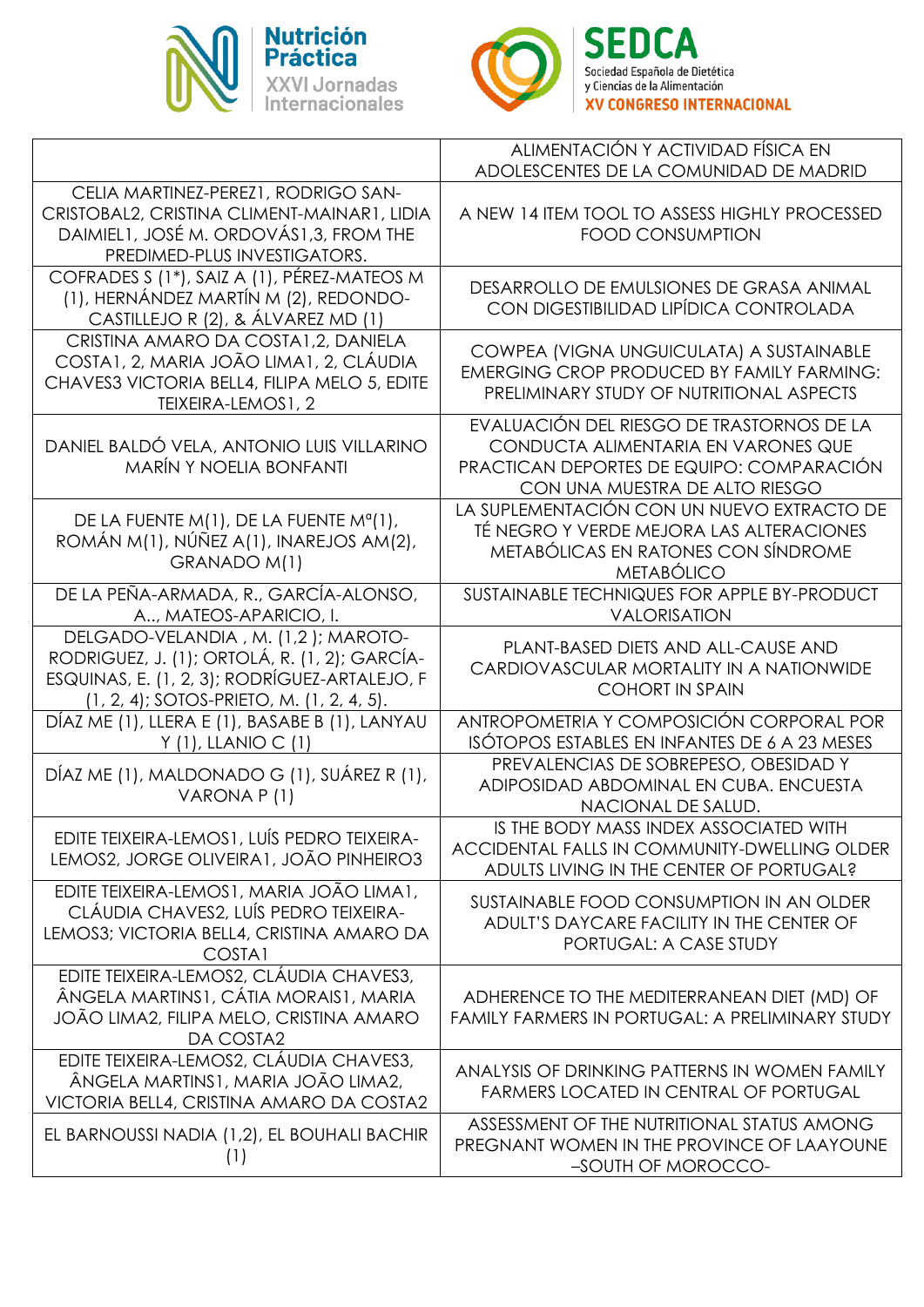|  | ALIMENTACIÓN Y ACTIVIDAD FÍSICA EN ADOLESCENTES DE LA COMUNIDAD DE MADRID |
|---|---|
| CELIA MARTINEZ-PEREZ1, RODRIGO SAN-CRISTOBAL2, CRISTINA CLIMENT-MAINAR1, LIDIA DAIMIEL1, JOSÉ M. ORDOVÁS1,3, FROM THE PREDIMED-PLUS INVESTIGATORS. | A NEW 14 ITEM TOOL TO ASSESS HIGHLY PROCESSED FOOD CONSUMPTION |
| COFRADES S (1*), SAIZ A (1), PÉREZ-MATEOS M (1), HERNÁNDEZ MARTÍN M (2), REDONDO-CASTILLEJO R (2), & ÁLVAREZ MD (1) | DESARROLLO DE EMULSIONES DE GRASA ANIMAL CON DIGESTIBILIDAD LIPÍDICA CONTROLADA |
| CRISTINA AMARO DA COSTA1,2, DANIELA COSTA1, 2, MARIA JOÃO LIMA1, 2, CLÁUDIA CHAVES3 VICTORIA BELL4, FILIPA MELO 5, EDITE TEIXEIRA-LEMOS1, 2 | COWPEA (VIGNA UNGUICULATA) A SUSTAINABLE EMERGING CROP PRODUCED BY FAMILY FARMING: PRELIMINARY STUDY OF NUTRITIONAL ASPECTS |
| DANIEL BALDÓ VELA, ANTONIO LUIS VILLARINO MARÍN Y NOELIA BONFANTI | EVALUACIÓN DEL RIESGO DE TRASTORNOS DE LA CONDUCTA ALIMENTARIA EN VARONES QUE PRACTICAN DEPORTES DE EQUIPO: COMPARACIÓN CON UNA MUESTRA DE ALTO RIESGO |
| DE LA FUENTE M(1), DE LA FUENTE Mª(1), ROMÁN M(1), NÚÑEZ A(1), INAREJOS AM(2), GRANADO M(1) | LA SUPLEMENTACIÓN CON UN NUEVO EXTRACTO DE TÉ NEGRO Y VERDE MEJORA LAS ALTERACIONES METABÓLICAS EN RATONES CON SÍNDROME METABÓLICO |
| DE LA PEÑA-ARMADA, R., GARCÍA-ALONSO, A.., MATEOS-APARICIO, I. | SUSTAINABLE TECHNIQUES FOR APPLE BY-PRODUCT VALORISATION |
| DELGADO-VELANDIA , M. (1,2 ); MAROTO-RODRIGUEZ, J. (1); ORTOLÁ, R. (1, 2); GARCÍA-ESQUINAS, E. (1, 2, 3); RODRÍGUEZ-ARTALEJO, F (1, 2, 4); SOTOS-PRIETO, M. (1, 2, 4, 5). | PLANT-BASED DIETS AND ALL-CAUSE AND CARDIOVASCULAR MORTALITY IN A NATIONWIDE COHORT IN SPAIN |
| DÍAZ ME (1), LLERA E (1), BASABE B (1), LANYAU Y (1), LLANIO C (1) | ANTROPOMETRIA Y COMPOSICIÓN CORPORAL POR ISÓTOPOS ESTABLES EN INFANTES DE 6 A 23 MESES |
| DÍAZ ME (1), MALDONADO G (1), SUÁREZ R (1), VARONA P (1) | PREVALENCIAS DE SOBREPESO, OBESIDAD Y ADIPOSIDAD ABDOMINAL EN CUBA. ENCUESTA NACIONAL DE SALUD. |
| EDITE TEIXEIRA-LEMOS1, LUÍS PEDRO TEIXEIRA-LEMOS2, JORGE OLIVEIRA1, JOÃO PINHEIRO3 | IS THE BODY MASS INDEX ASSOCIATED WITH ACCIDENTAL FALLS IN COMMUNITY-DWELLING OLDER ADULTS LIVING IN THE CENTER OF PORTUGAL? |
| EDITE TEIXEIRA-LEMOS1, MARIA JOÃO LIMA1, CLÁUDIA CHAVES2, LUÍS PEDRO TEIXEIRA-LEMOS3; VICTORIA BELL4, CRISTINA AMARO DA COSTA1 | SUSTAINABLE FOOD CONSUMPTION IN AN OLDER ADULT'S DAYCARE FACILITY IN THE CENTER OF PORTUGAL: A CASE STUDY |
| EDITE TEIXEIRA-LEMOS2, CLÁUDIA CHAVES3, ÂNGELA MARTINS1, CÁTIA MORAIS1, MARIA JOÃO LIMA2, FILIPA MELO, CRISTINA AMARO DA COSTA2 | ADHERENCE TO THE MEDITERRANEAN DIET (MD) OF FAMILY FARMERS IN PORTUGAL: A PRELIMINARY STUDY |
| EDITE TEIXEIRA-LEMOS2, CLÁUDIA CHAVES3, ÂNGELA MARTINS1, MARIA JOÃO LIMA2, VICTORIA BELL4, CRISTINA AMARO DA COSTA2 | ANALYSIS OF DRINKING PATTERNS IN WOMEN FAMILY FARMERS LOCATED IN CENTRAL OF PORTUGAL |
| EL BARNOUSSI NADIA (1,2), EL BOUHALI BACHIR (1) | ASSESSMENT OF THE NUTRITIONAL STATUS AMONG PREGNANT WOMEN IN THE PROVINCE OF LAAYOUNE –SOUTH OF MOROCCO- |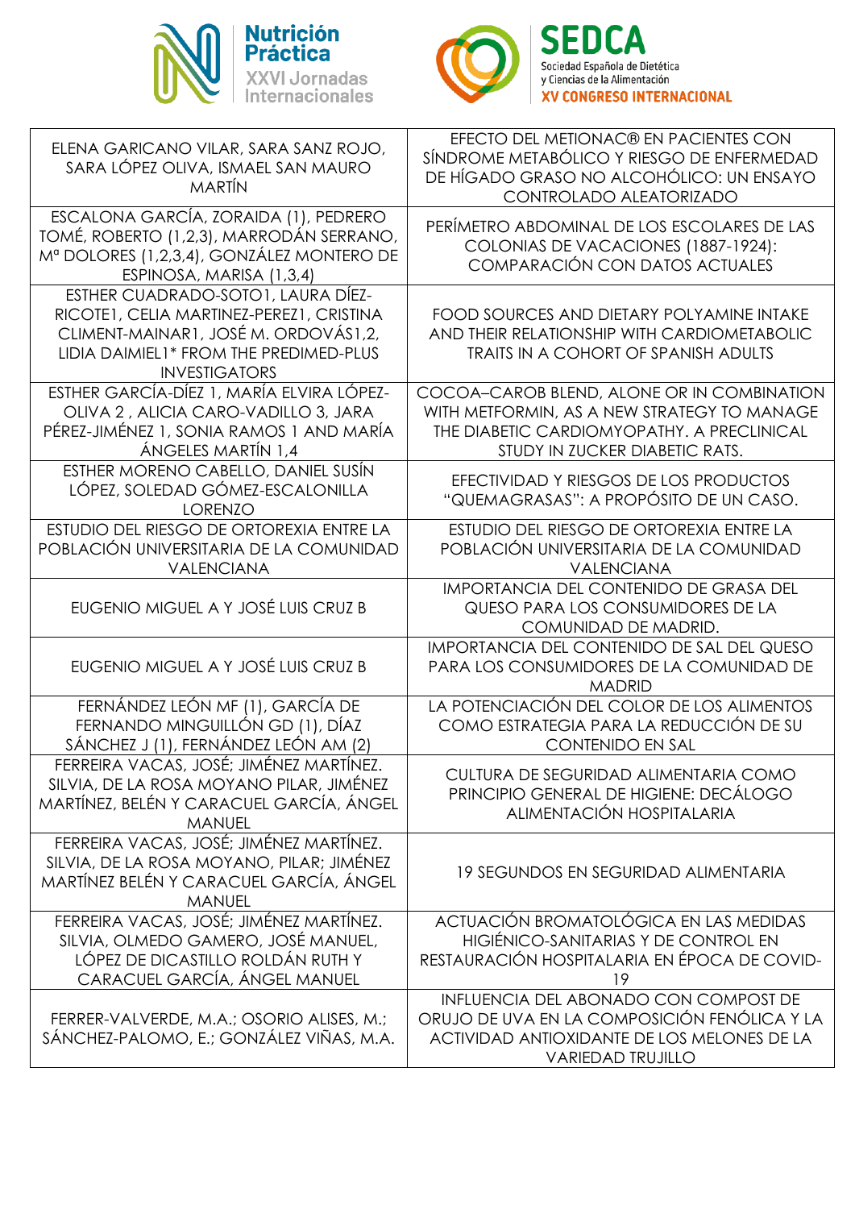| ELENA GARICANO VILAR, SARA SANZ ROJO, SARA LÓPEZ OLIVA, ISMAEL SAN MAURO MARTÍN | EFECTO DEL METIONAC® EN PACIENTES CON SÍNDROME METABÓLICO Y RIESGO DE ENFERMEDAD DE HÍGADO GRASO NO ALCOHÓLICO: UN ENSAYO CONTROLADO ALEATORIZADO |
|---|---|
| ESCALONA GARCÍA, ZORAIDA (1), PEDRERO TOMÉ, ROBERTO (1,2,3), MARRODÁN SERRANO, Mª DOLORES (1,2,3,4), GONZÁLEZ MONTERO DE ESPINOSA, MARISA (1,3,4) | PERÍMETRO ABDOMINAL DE LOS ESCOLARES DE LAS COLONIAS DE VACACIONES (1887-1924): COMPARACIÓN CON DATOS ACTUALES |
| ESTHER CUADRADO-SOTO1, LAURA DÍEZ-RICOTE1, CELIA MARTINEZ-PEREZ1, CRISTINA CLIMENT-MAINAR1, JOSÉ M. ORDOVÁS1,2, LIDIA DAIMIEL1* FROM THE PREDIMED-PLUS INVESTIGATORS | FOOD SOURCES AND DIETARY POLYAMINE INTAKE AND THEIR RELATIONSHIP WITH CARDIOMETABOLIC TRAITS IN A COHORT OF SPANISH ADULTS |
| ESTHER GARCÍA-DÍEZ 1, MARÍA ELVIRA LÓPEZ-OLIVA 2 , ALICIA CARO-VADILLO 3, JARA PÉREZ-JIMÉNEZ 1, SONIA RAMOS 1 AND MARÍA ÁNGELES MARTÍN 1,4 | COCOA–CAROB BLEND, ALONE OR IN COMBINATION WITH METFORMIN, AS A NEW STRATEGY TO MANAGE THE DIABETIC CARDIOMYOPATHY. A PRECLINICAL STUDY IN ZUCKER DIABETIC RATS. |
| ESTHER MORENO CABELLO, DANIEL SUSÍN LÓPEZ, SOLEDAD GÓMEZ-ESCALONILLA LORENZO | EFECTIVIDAD Y RIESGOS DE LOS PRODUCTOS "QUEMAGRASAS": A PROPÓSITO DE UN CASO. |
| ESTUDIO DEL RIESGO DE ORTOREXIA ENTRE LA POBLACIÓN UNIVERSITARIA DE LA COMUNIDAD VALENCIANA | ESTUDIO DEL RIESGO DE ORTOREXIA ENTRE LA POBLACIÓN UNIVERSITARIA DE LA COMUNIDAD VALENCIANA |
| EUGENIO MIGUEL A Y JOSÉ LUIS CRUZ B | IMPORTANCIA DEL CONTENIDO DE GRASA DEL QUESO PARA LOS CONSUMIDORES DE LA COMUNIDAD DE MADRID. |
| EUGENIO MIGUEL A Y JOSÉ LUIS CRUZ B | IMPORTANCIA DEL CONTENIDO DE SAL DEL QUESO PARA LOS CONSUMIDORES DE LA COMUNIDAD DE MADRID |
| FERNÁNDEZ LEÓN MF (1), GARCÍA DE FERNANDO MINGUILLÓN GD (1), DÍAZ SÁNCHEZ J (1), FERNÁNDEZ LEÓN AM (2) | LA POTENCIACIÓN DEL COLOR DE LOS ALIMENTOS COMO ESTRATEGIA PARA LA REDUCCIÓN DE SU CONTENIDO EN SAL |
| FERREIRA VACAS, JOSÉ; JIMÉNEZ MARTÍNEZ. SILVIA, DE LA ROSA MOYANO PILAR, JIMÉNEZ MARTÍNEZ, BELÉN Y CARACUEL GARCÍA, ÁNGEL MANUEL | CULTURA DE SEGURIDAD ALIMENTARIA COMO PRINCIPIO GENERAL DE HIGIENE: DECÁLOGO ALIMENTACIÓN HOSPITALARIA |
| FERREIRA VACAS, JOSÉ; JIMÉNEZ MARTÍNEZ. SILVIA, DE LA ROSA MOYANO, PILAR; JIMÉNEZ MARTÍNEZ BELÉN Y CARACUEL GARCÍA, ÁNGEL MANUEL | 19 SEGUNDOS EN SEGURIDAD ALIMENTARIA |
| FERREIRA VACAS, JOSÉ; JIMÉNEZ MARTÍNEZ. SILVIA, OLMEDO GAMERO, JOSÉ MANUEL, LÓPEZ DE DICASTILLO ROLDÁN RUTH Y CARACUEL GARCÍA, ÁNGEL MANUEL | ACTUACIÓN BROMATOLÓGICA EN LAS MEDIDAS HIGIÉNICO-SANITARIAS Y DE CONTROL EN RESTAURACIÓN HOSPITALARIA EN ÉPOCA DE COVID-19 |
| FERRER-VALVERDE, M.A.; OSORIO ALISES, M.; SÁNCHEZ-PALOMO, E.; GONZÁLEZ VIÑAS, M.A. | INFLUENCIA DEL ABONADO CON COMPOST DE ORUJO DE UVA EN LA COMPOSICIÓN FENÓLICA Y LA ACTIVIDAD ANTIOXIDANTE DE LOS MELONES DE LA VARIEDAD TRUJILLO |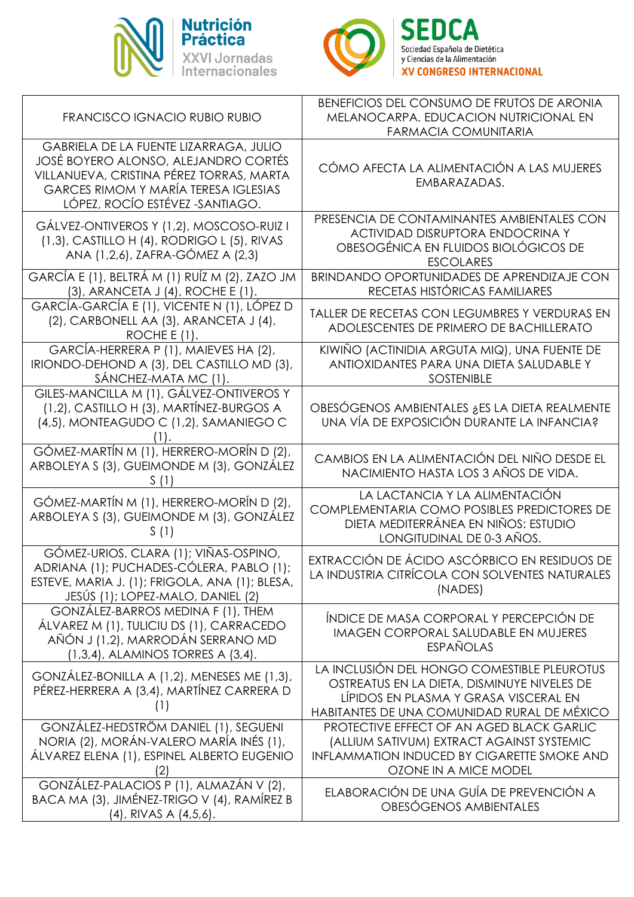| FRANCISCO IGNACIO RUBIO RUBIO | BENEFICIOS DEL CONSUMO DE FRUTOS DE ARONIA MELANOCARPA. EDUCACION NUTRICIONAL EN FARMACIA COMUNITARIA |
|---|---|
| GABRIELA DE LA FUENTE LIZARRAGA, JULIO JOSÉ BOYERO ALONSO, ALEJANDRO CORTÉS VILLANUEVA, CRISTINA PÉREZ TORRAS, MARTA GARCES RIMOM Y MARÍA TERESA IGLESIAS LÓPEZ, ROCÍO ESTÉVEZ -SANTIAGO. | CÓMO AFECTA LA ALIMENTACIÓN A LAS MUJERES EMBARAZADAS. |
| GÁLVEZ-ONTIVEROS Y (1,2), MOSCOSO-RUIZ I (1,3), CASTILLO H (4), RODRIGO L (5), RIVAS ANA (1,2,6), ZAFRA-GÓMEZ A (2,3) | PRESENCIA DE CONTAMINANTES AMBIENTALES CON ACTIVIDAD DISRUPTORA ENDOCRINA Y OBESOGÉNICA EN FLUIDOS BIOLÓGICOS DE ESCOLARES |
| GARCÍA E (1), BELTRÁ M (1) RUÍZ M (2), ZAZO JM (3), ARANCETA J (4), ROCHE E (1). | BRINDANDO OPORTUNIDADES DE APRENDIZAJE CON RECETAS HISTÓRICAS FAMILIARES |
| GARCÍA-GARCÍA E (1), VICENTE N (1), LÓPEZ D (2), CARBONELL AA (3), ARANCETA J (4), ROCHE E (1). | TALLER DE RECETAS CON LEGUMBRES Y VERDURAS EN ADOLESCENTES DE PRIMERO DE BACHILLERATO |
| GARCÍA-HERRERA P (1), MAIEVES HA (2), IRIONDO-DEHOND A (3), DEL CASTILLO MD (3), SÁNCHEZ-MATA MC (1). | KIWIÑO (ACTINIDIA ARGUTA MIQ), UNA FUENTE DE ANTIOXIDANTES PARA UNA DIETA SALUDABLE Y SOSTENIBLE |
| GILES-MANCILLA M (1), GÁLVEZ-ONTIVEROS Y (1,2), CASTILLO H (3), MARTÍNEZ-BURGOS A (4,5), MONTEAGUDO C (1,2), SAMANIEGO C (1). | OBESÓGENOS AMBIENTALES ¿ES LA DIETA REALMENTE UNA VÍA DE EXPOSICIÓN DURANTE LA INFANCIA? |
| GÓMEZ-MARTÍN M (1), HERRERO-MORÍN D (2), ARBOLEYA S (3), GUEIMONDE M (3), GONZÁLEZ S (1) | CAMBIOS EN LA ALIMENTACIÓN DEL NIÑO DESDE EL NACIMIENTO HASTA LOS 3 AÑOS DE VIDA. |
| GÓMEZ-MARTÍN M (1), HERRERO-MORÍN D (2), ARBOLEYA S (3), GUEIMONDE M (3), GONZÁLEZ S (1) | LA LACTANCIA Y LA ALIMENTACIÓN COMPLEMENTARIA COMO POSIBLES PREDICTORES DE DIETA MEDITERRÁNEA EN NIÑOS: ESTUDIO LONGITUDINAL DE 0-3 AÑOS. |
| GÓMEZ-URIOS, CLARA (1); VIÑAS-OSPINO, ADRIANA (1); PUCHADES-CÓLERA, PABLO (1); ESTEVE, MARIA J. (1); FRIGOLA, ANA (1); BLESA, JESÚS (1); LOPEZ-MALO, DANIEL (2) | EXTRACCIÓN DE ÁCIDO ASCÓRBICO EN RESIDUOS DE LA INDUSTRIA CITRÍCOLA CON SOLVENTES NATURALES (NADES) |
| GONZÁLEZ-BARROS MEDINA F (1), THEM ÁLVAREZ M (1), TULICIU DS (1), CARRACEDO AÑÓN J (1,2), MARRODÁN SERRANO MD (1,3,4), ALAMINOS TORRES A (3,4). | ÍNDICE DE MASA CORPORAL Y PERCEPCIÓN DE IMAGEN CORPORAL SALUDABLE EN MUJERES ESPAÑOLAS |
| GONZÁLEZ-BONILLA A (1,2), MENESES ME (1,3), PÉREZ-HERRERA A (3,4), MARTÍNEZ CARRERA D (1) | LA INCLUSIÓN DEL HONGO COMESTIBLE PLEUROTUS OSTREATUS EN LA DIETA, DISMINUYE NIVELES DE LÍPIDOS EN PLASMA Y GRASA VISCERAL EN HABITANTES DE UNA COMUNIDAD RURAL DE MÉXICO |
| GONZÁLEZ-HEDSTRÖM DANIEL (1), SEGUENI NORIA (2), MORÁN-VALERO MARÍA INÉS (1), ÁLVAREZ ELENA (1), ESPINEL ALBERTO EUGENIO (2) | PROTECTIVE EFFECT OF AN AGED BLACK GARLIC (ALLIUM SATIVUM) EXTRACT AGAINST SYSTEMIC INFLAMMATION INDUCED BY CIGARETTE SMOKE AND OZONE IN A MICE MODEL |
| GONZÁLEZ-PALACIOS P (1), ALMAZÁN V (2), BACA MA (3), JIMÉNEZ-TRIGO V (4), RAMÍREZ B (4), RIVAS A (4,5,6). | ELABORACIÓN DE UNA GUÍA DE PREVENCIÓN A OBESÓGENOS AMBIENTALES |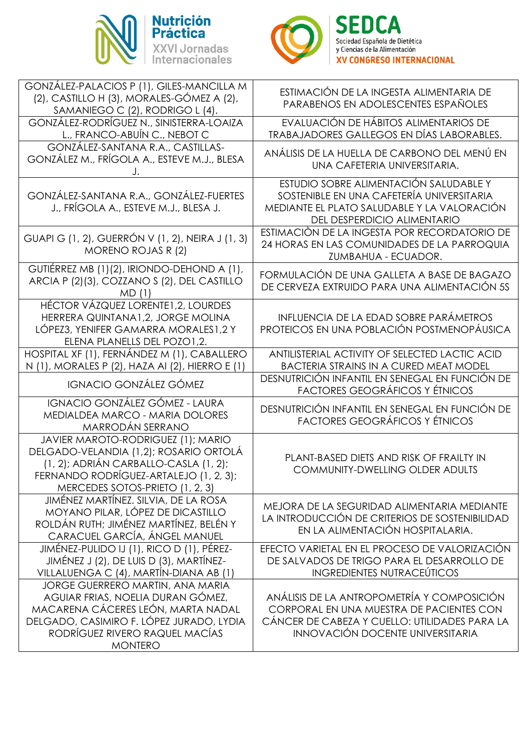| | |
|---|---|
| GONZÁLEZ-PALACIOS P (1), GILES-MANCILLA M (2), CASTILLO H (3), MORALES-GÓMEZ A (2), SAMANIEGO C (2), RODRIGO L (4). | ESTIMACIÓN DE LA INGESTA ALIMENTARIA DE PARABENOS EN ADOLESCENTES ESPAÑOLES |
| GONZÁLEZ-RODRÍGUEZ N., SINISTERRA-LOAIZA L., FRANCO-ABUÍN C., NEBOT C | EVALUACIÓN DE HÁBITOS ALIMENTARIOS DE TRABAJADORES GALLEGOS EN DÍAS LABORABLES. |
| GONZÁLEZ-SANTANA R.A., CASTILLAS-GONZÁLEZ M., FRÍGOLA A., ESTEVE M.J., BLESA J. | ANÁLISIS DE LA HUELLA DE CARBONO DEL MENÚ EN UNA CAFETERIA UNIVERSITARIA. |
| GONZÁLEZ-SANTANA R.A., GONZÁLEZ-FUERTES J., FRÍGOLA A., ESTEVE M.J., BLESA J. | ESTUDIO SOBRE ALIMENTACIÓN SALUDABLE Y SOSTENIBLE EN UNA CAFETERÍA UNIVERSITARIA MEDIANTE EL PLATO SALUDABLE Y LA VALORACIÓN DEL DESPERDICIO ALIMENTARIO |
| GUAPI G (1, 2), GUERRÓN V (1, 2), NEIRA J (1, 3) MORENO ROJAS R (2) | ESTIMACIÒN DE LA INGESTA POR RECORDATORIO DE 24 HORAS EN LAS COMUNIDADES DE LA PARROQUIA ZUMBAHUA - ECUADOR. |
| GUTIÉRREZ MB (1)(2), IRIONDO-DEHOND A (1), ARCIA P (2)(3), COZZANO S (2), DEL CASTILLO MD (1) | FORMULACIÓN DE UNA GALLETA A BASE DE BAGAZO DE CERVEZA EXTRUIDO PARA UNA ALIMENTACIÓN 5S |
| HÉCTOR VÁZQUEZ LORENTE1,2, LOURDES HERRERA QUINTANA1,2, JORGE MOLINA LÓPEZ3, YENIFER GAMARRA MORALES1,2 Y ELENA PLANELLS DEL POZO1,2. | INFLUENCIA DE LA EDAD SOBRE PARÁMETROS PROTEICOS EN UNA POBLACIÓN POSTMENOPÁUSICA |
| HOSPITAL XF (1), FERNÁNDEZ M (1), CABALLERO N (1), MORALES P (2), HAZA AI (2), HIERRO E (1) | ANTILISTERIAL ACTIVITY OF SELECTED LACTIC ACID BACTERIA STRAINS IN A CURED MEAT MODEL |
| IGNACIO GONZÁLEZ GÓMEZ | DESNUTRICIÓN INFANTIL EN SENEGAL EN FUNCIÓN DE FACTORES GEOGRÁFICOS Y ÉTNICOS |
| IGNACIO GONZÁLEZ GÓMEZ - LAURA MEDIALDEA MARCO - MARIA DOLORES MARRODÁN SERRANO | DESNUTRICIÓN INFANTIL EN SENEGAL EN FUNCIÓN DE FACTORES GEOGRÁFICOS Y ÉTNICOS |
| JAVIER MAROTO-RODRIGUEZ (1); MARIO DELGADO-VELANDIA (1,2); ROSARIO ORTOLÁ (1, 2); ADRIÁN CARBALLO-CASLA (1, 2); FERNANDO RODRÍGUEZ-ARTALEJO (1, 2, 3); MERCEDES SOTOS-PRIETO (1, 2, 3) | PLANT-BASED DIETS AND RISK OF FRAILTY IN COMMUNITY-DWELLING OLDER ADULTS |
| JIMÉNEZ MARTÍNEZ. SILVIA, DE LA ROSA MOYANO PILAR, LÓPEZ DE DICASTILLO ROLDÁN RUTH; JIMÉNEZ MARTÍNEZ, BELÉN Y CARACUEL GARCÍA, ÁNGEL MANUEL | MEJORA DE LA SEGURIDAD ALIMENTARIA MEDIANTE LA INTRODUCCIÓN DE CRITERIOS DE SOSTENIBILIDAD EN LA ALIMENTACIÓN HOSPITALARIA. |
| JIMÉNEZ-PULIDO IJ (1), RICO D (1), PÉREZ-JIMÉNEZ J (2), DE LUIS D (3), MARTÍNEZ-VILLALUENGA C (4), MARTÍN-DIANA AB (1) | EFECTO VARIETAL EN EL PROCESO DE VALORIZACIÓN DE SALVADOS DE TRIGO PARA EL DESARROLLO DE INGREDIENTES NUTRACEÚTICOS |
| JORGE GUERRERO MARTIN, ANA MARIA AGUIAR FRIAS, NOELIA DURAN GÓMEZ, MACARENA CÁCERES LEÓN, MARTA NADAL DELGADO, CASIMIRO F. LÓPEZ JURADO, LYDIA RODRÍGUEZ RIVERO RAQUEL MACÍAS MONTERO | ANÁLISIS DE LA ANTROPOMETRÍA Y COMPOSICIÓN CORPORAL EN UNA MUESTRA DE PACIENTES CON CÁNCER DE CABEZA Y CUELLO: UTILIDADES PARA LA INNOVACIÓN DOCENTE UNIVERSITARIA |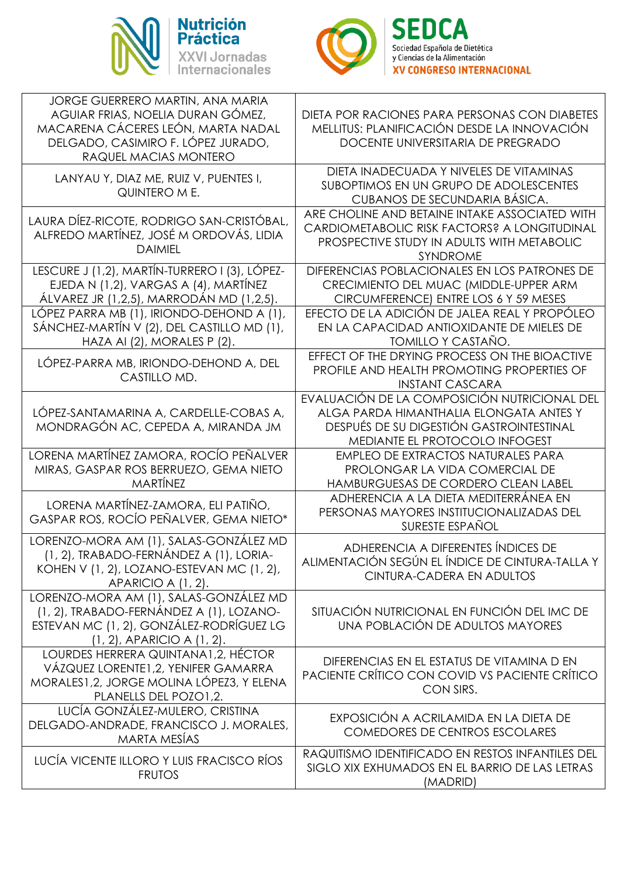| | |
|---|---|
| JORGE GUERRERO MARTIN, ANA MARIA AGUIAR FRIAS, NOELIA DURAN GÓMEZ, MACARENA CÁCERES LEÓN, MARTA NADAL DELGADO, CASIMIRO F. LÓPEZ JURADO, RAQUEL MACIAS MONTERO | DIETA POR RACIONES PARA PERSONAS CON DIABETES MELLITUS: PLANIFICACIÓN DESDE LA INNOVACIÓN DOCENTE UNIVERSITARIA DE PREGRADO |
| LANYAU Y, DIAZ ME, RUIZ V, PUENTES I, QUINTERO M E. | DIETA INADECUADA Y NIVELES DE VITAMINAS SUBOPTIMOS EN UN GRUPO DE ADOLESCENTES CUBANOS DE SECUNDARIA BÁSICA. |
| LAURA DÍEZ-RICOTE, RODRIGO SAN-CRISTÓBAL, ALFREDO MARTÍNEZ, JOSÉ M ORDOVÁS, LIDIA DAIMIEL | ARE CHOLINE AND BETAINE INTAKE ASSOCIATED WITH CARDIOMETABOLIC RISK FACTORS? A LONGITUDINAL PROSPECTIVE STUDY IN ADULTS WITH METABOLIC SYNDROME |
| LESCURE J (1,2), MARTÍN-TURRERO I (3), LÓPEZ-EJEDA N (1,2), VARGAS A (4), MARTÍNEZ ÁLVAREZ JR (1,2,5), MARRODÁN MD (1,2,5). | DIFERENCIAS POBLACIONALES EN LOS PATRONES DE CRECIMIENTO DEL MUAC (MIDDLE-UPPER ARM CIRCUMFERENCE) ENTRE LOS 6 Y 59 MESES |
| LÓPEZ PARRA MB (1), IRIONDO-DEHOND A (1), SÁNCHEZ-MARTÍN V (2), DEL CASTILLO MD (1), HAZA AI (2), MORALES P (2). | EFECTO DE LA ADICIÓN DE JALEA REAL Y PROPÓLEO EN LA CAPACIDAD ANTIOXIDANTE DE MIELES DE TOMILLO Y CASTAÑO. |
| LÓPEZ-PARRA MB, IRIONDO-DEHOND A, DEL CASTILLO MD. | EFFECT OF THE DRYING PROCESS ON THE BIOACTIVE PROFILE AND HEALTH PROMOTING PROPERTIES OF INSTANT CASCARA |
| LÓPEZ-SANTAMARINA A, CARDELLE-COBAS A, MONDRAGÓN AC, CEPEDA A, MIRANDA JM | EVALUACIÓN DE LA COMPOSICIÓN NUTRICIONAL DEL ALGA PARDA HIMANTHALIA ELONGATA ANTES Y DESPUÉS DE SU DIGESTIÓN GASTROINTESTINAL MEDIANTE EL PROTOCOLO INFOGEST |
| LORENA MARTÍNEZ ZAMORA, ROCÍO PEÑALVER MIRAS, GASPAR ROS BERRUEZO, GEMA NIETO MARTÍNEZ | EMPLEO DE EXTRACTOS NATURALES PARA PROLONGAR LA VIDA COMERCIAL DE HAMBURGUESAS DE CORDERO CLEAN LABEL |
| LORENA MARTÍNEZ-ZAMORA, ELI PATIÑO, GASPAR ROS, ROCÍO PEÑALVER, GEMA NIETO* | ADHERENCIA A LA DIETA MEDITERRÁNEA EN PERSONAS MAYORES INSTITUCIONALIZADAS DEL SURESTE ESPAÑOL |
| LORENZO-MORA AM (1), SALAS-GONZÁLEZ MD (1, 2), TRABADO-FERNÁNDEZ A (1), LORIA-KOHEN V (1, 2), LOZANO-ESTEVAN MC (1, 2), APARICIO A (1, 2). | ADHERENCIA A DIFERENTES ÍNDICES DE ALIMENTACIÓN SEGÚN EL ÍNDICE DE CINTURA-TALLA Y CINTURA-CADERA EN ADULTOS |
| LORENZO-MORA AM (1), SALAS-GONZÁLEZ MD (1, 2), TRABADO-FERNÁNDEZ A (1), LOZANO-ESTEVAN MC (1, 2), GONZÁLEZ-RODRÍGUEZ LG (1, 2), APARICIO A (1, 2). | SITUACIÓN NUTRICIONAL EN FUNCIÓN DEL IMC DE UNA POBLACIÓN DE ADULTOS MAYORES |
| LOURDES HERRERA QUINTANA1,2, HÉCTOR VÁZQUEZ LORENTE1,2, YENIFER GAMARRA MORALES1,2, JORGE MOLINA LÓPEZ3, Y ELENA PLANELLS DEL POZO1,2. | DIFERENCIAS EN EL ESTATUS DE VITAMINA D EN PACIENTE CRÍTICO CON COVID VS PACIENTE CRÍTICO CON SIRS. |
| LUCÍA GONZÁLEZ-MULERO, CRISTINA DELGADO-ANDRADE, FRANCISCO J. MORALES, MARTA MESÍAS | EXPOSICIÓN A ACRILAMIDA EN LA DIETA DE COMEDORES DE CENTROS ESCOLARES |
| LUCÍA VICENTE ILLORO Y LUIS FRACISCO RÍOS FRUTOS | RAQUITISMO IDENTIFICADO EN RESTOS INFANTILES DEL SIGLO XIX EXHUMADOS EN EL BARRIO DE LAS LETRAS (MADRID) |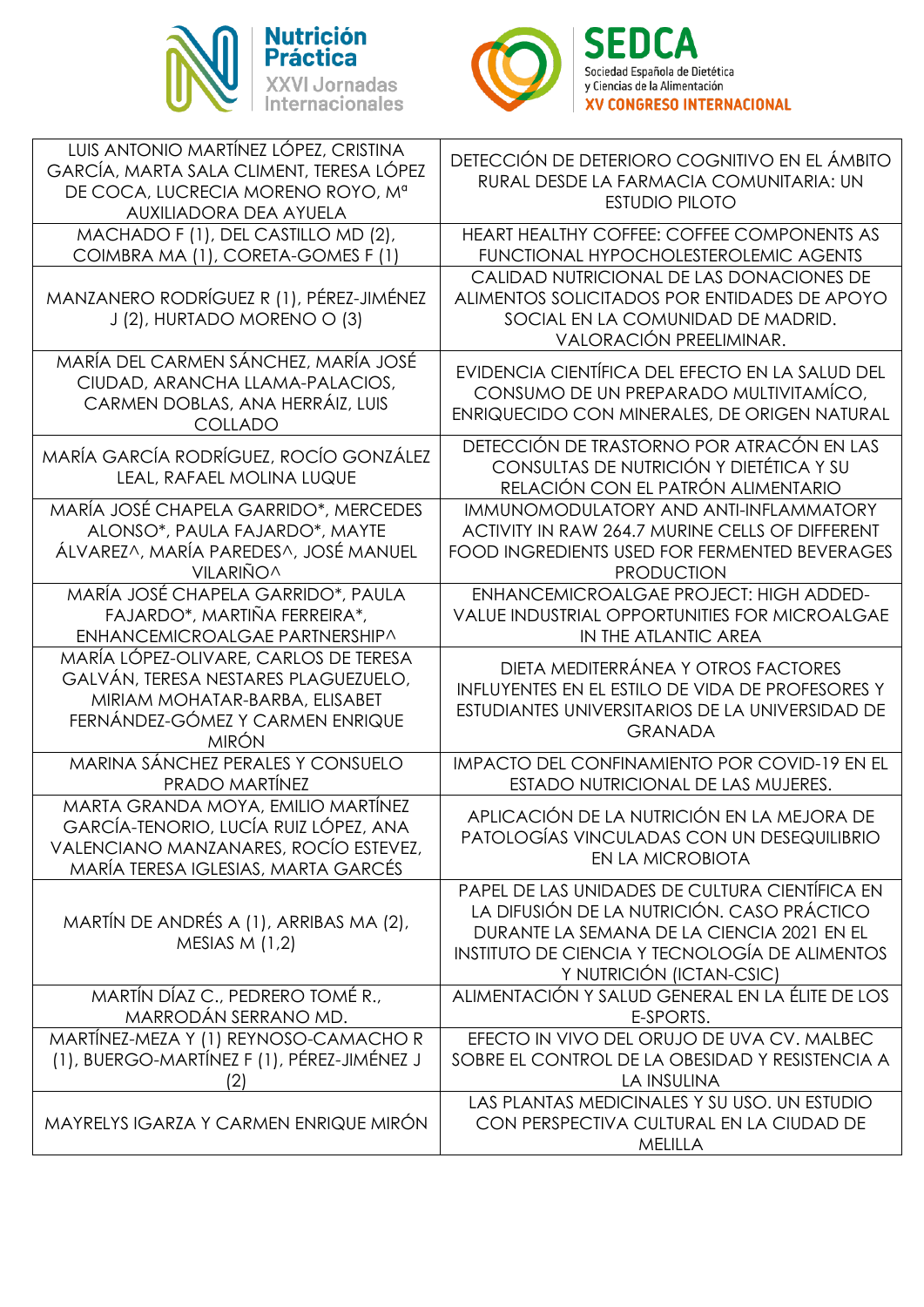| | |
|---|---|
| LUIS ANTONIO MARTÍNEZ LÓPEZ, CRISTINA GARCÍA, MARTA SALA CLIMENT, TERESA LÓPEZ DE COCA, LUCRECIA MORENO ROYO, Mª AUXILIADORA DEA AYUELA | DETECCIÓN DE DETERIORO COGNITIVO EN EL ÁMBITO RURAL DESDE LA FARMACIA COMUNITARIA: UN ESTUDIO PILOTO |
| MACHADO F (1), DEL CASTILLO MD (2), COIMBRA MA (1), CORETA-GOMES F (1) | HEART HEALTHY COFFEE: COFFEE COMPONENTS AS FUNCTIONAL HYPOCHOLESTEROLEMIC AGENTS |
| MANZANERO RODRÍGUEZ R (1), PÉREZ-JIMÉNEZ J (2), HURTADO MORENO O (3) | CALIDAD NUTRICIONAL DE LAS DONACIONES DE ALIMENTOS SOLICITADOS POR ENTIDADES DE APOYO SOCIAL EN LA COMUNIDAD DE MADRID. VALORACIÓN PREELIMINAR. |
| MARÍA DEL CARMEN SÁNCHEZ, MARÍA JOSÉ CIUDAD, ARANCHA LLAMA-PALACIOS, CARMEN DOBLAS, ANA HERRÁIZ, LUIS COLLADO | EVIDENCIA CIENTÍFICA DEL EFECTO EN LA SALUD DEL CONSUMO DE UN PREPARADO MULTIVITAMÍCO, ENRIQUECIDO CON MINERALES, DE ORIGEN NATURAL |
| MARÍA GARCÍA RODRÍGUEZ, ROCÍO GONZÁLEZ LEAL, RAFAEL MOLINA LUQUE | DETECCIÓN DE TRASTORNO POR ATRACÓN EN LAS CONSULTAS DE NUTRICIÓN Y DIETÉTICA Y SU RELACIÓN CON EL PATRÓN ALIMENTARIO |
| MARÍA JOSÉ CHAPELA GARRIDO*, MERCEDES ALONSO*, PAULA FAJARDO*, MAYTE ÁLVAREZ^, MARÍA PAREDES^, JOSÉ MANUEL VILARIÑO^ | IMMUNOMODULATORY AND ANTI-INFLAMMATORY ACTIVITY IN RAW 264.7 MURINE CELLS OF DIFFERENT FOOD INGREDIENTS USED FOR FERMENTED BEVERAGES PRODUCTION |
| MARÍA JOSÉ CHAPELA GARRIDO*, PAULA FAJARDO*, MARTIÑA FERREIRA*, ENHANCEMICROALGAE PARTNERSHIP^ | ENHANCEMICROALGAE PROJECT: HIGH ADDED-VALUE INDUSTRIAL OPPORTUNITIES FOR MICROALGAE IN THE ATLANTIC AREA |
| MARÍA LÓPEZ-OLIVARE, CARLOS DE TERESA GALVÁN, TERESA NESTARES PLAGUEZUELO, MIRIAM MOHATAR-BARBA, ELISABET FERNÁNDEZ-GÓMEZ Y CARMEN ENRIQUE MIRÓN | DIETA MEDITERRÁNEA Y OTROS FACTORES INFLUYENTES EN EL ESTILO DE VIDA DE PROFESORES Y ESTUDIANTES UNIVERSITARIOS DE LA UNIVERSIDAD DE GRANADA |
| MARINA SÁNCHEZ PERALES Y CONSUELO PRADO MARTÍNEZ | IMPACTO DEL CONFINAMIENTO POR COVID-19 EN EL ESTADO NUTRICIONAL DE LAS MUJERES. |
| MARTA GRANDA MOYA, EMILIO MARTÍNEZ GARCÍA-TENORIO, LUCÍA RUIZ LÓPEZ, ANA VALENCIANO MANZANARES, ROCÍO ESTEVEZ, MARÍA TERESA IGLESIAS, MARTA GARCÉS | APLICACIÓN DE LA NUTRICIÓN EN LA MEJORA DE PATOLOGÍAS VINCULADAS CON UN DESEQUILIBRIO EN LA MICROBIOTA |
| MARTÍN DE ANDRÉS A (1), ARRIBAS MA (2), MESIAS M (1,2) | PAPEL DE LAS UNIDADES DE CULTURA CIENTÍFICA EN LA DIFUSIÓN DE LA NUTRICIÓN. CASO PRÁCTICO DURANTE LA SEMANA DE LA CIENCIA 2021 EN EL INSTITUTO DE CIENCIA Y TECNOLOGÍA DE ALIMENTOS Y NUTRICIÓN (ICTAN-CSIC) |
| MARTÍN DÍAZ C., PEDRERO TOMÉ R., MARRODÁN SERRANO MD. | ALIMENTACIÓN Y SALUD GENERAL EN LA ÉLITE DE LOS E-SPORTS. |
| MARTÍNEZ-MEZA Y (1) REYNOSO-CAMACHO R (1), BUERGO-MARTÍNEZ F (1), PÉREZ-JIMÉNEZ J (2) | EFECTO IN VIVO DEL ORUJO DE UVA CV. MALBEC SOBRE EL CONTROL DE LA OBESIDAD Y RESISTENCIA A LA INSULINA |
| MAYRELYS IGARZA Y CARMEN ENRIQUE MIRÓN | LAS PLANTAS MEDICINALES Y SU USO. UN ESTUDIO CON PERSPECTIVA CULTURAL EN LA CIUDAD DE MELILLA |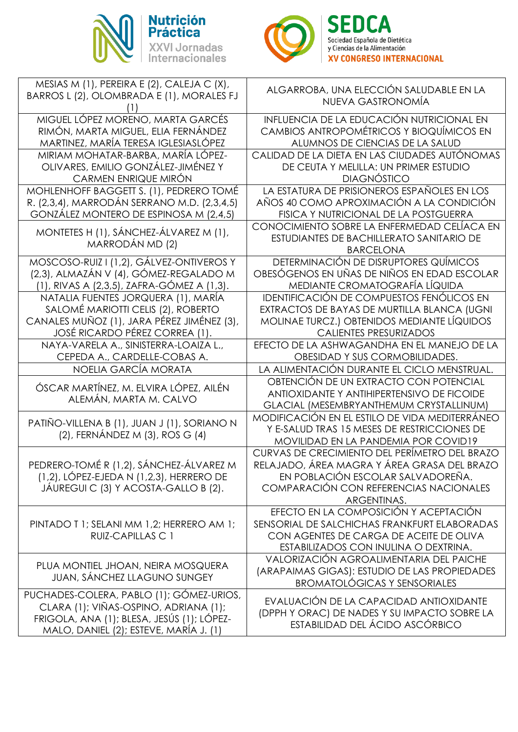| MESIAS M (1), PEREIRA E (2), CALEJA C (X), BARROS L (2), OLOMBRADA E (1), MORALES FJ (1) | ALGARROBA, UNA ELECCIÓN SALUDABLE EN LA NUEVA GASTRONOMÍA |
|---|---|
| MIGUEL LÓPEZ MORENO, MARTA GARCÉS RIMÓN, MARTA MIGUEL, ELIA FERNÁNDEZ MARTINEZ, MARÍA TERESA IGLESIASLÓPEZ | INFLUENCIA DE LA EDUCACIÓN NUTRICIONAL EN CAMBIOS ANTROPOMÉTRICOS Y BIOQUÍMICOS EN ALUMNOS DE CIENCIAS DE LA SALUD |
| MIRIAM MOHATAR-BARBA, MARÍA LÓPEZ-OLIVARES, EMILIO GONZÁLEZ-JIMÉNEZ Y CARMEN ENRIQUE MIRÓN | CALIDAD DE LA DIETA EN LAS CIUDADES AUTÓNOMAS DE CEUTA Y MELILLA: UN PRIMER ESTUDIO DIAGNÓSTICO |
| MOHLENHOFF BAGGETT S. (1), PEDRERO TOMÉ R. (2,3,4), MARRODÁN SERRANO M.D. (2,3,4,5) GONZÁLEZ MONTERO DE ESPINOSA M (2,4,5) | LA ESTATURA DE PRISIONEROS ESPAÑOLES EN LOS AÑOS 40 COMO APROXIMACIÓN A LA CONDICIÓN FISICA Y NUTRICIONAL DE LA POSTGUERRA |
| MONTETES H (1), SÁNCHEZ-ÁLVAREZ M (1), MARRODÁN MD (2) | CONOCIMIENTO SOBRE LA ENFERMEDAD CELÍACA EN ESTUDIANTES DE BACHILLERATO SANITARIO DE BARCELONA |
| MOSCOSO-RUIZ I (1,2), GÁLVEZ-ONTIVEROS Y (2,3), ALMAZÁN V (4), GÓMEZ-REGALADO M (1), RIVAS A (2,3,5), ZAFRA-GÓMEZ A (1,3). | DETERMINACIÓN DE DISRUPTORES QUÍMICOS OBESÓGENOS EN UÑAS DE NIÑOS EN EDAD ESCOLAR MEDIANTE CROMATOGRAFÍA LÍQUIDA |
| NATALIA FUENTES JORQUERA (1), MARÍA SALOMÉ MARIOTTI CELIS (2), ROBERTO CANALES MUÑOZ (1), JARA PÉREZ JIMÉNEZ (3), JOSÉ RICARDO PÉREZ CORREA (1). | IDENTIFICACIÓN DE COMPUESTOS FENÓLICOS EN EXTRACTOS DE BAYAS DE MURTILLA BLANCA (UGNI MOLINAE TURCZ.) OBTENIDOS MEDIANTE LÍQUIDOS CALIENTES PRESURIZADOS |
| NAYA-VARELA A., SINISTERRA-LOAIZA L., CEPEDA A., CARDELLE-COBAS A. | EFECTO DE LA ASHWAGANDHA EN EL MANEJO DE LA OBESIDAD Y SUS CORMOBILIDADES. |
| NOELIA GARCÍA MORATA | LA ALIMENTACIÓN DURANTE EL CICLO MENSTRUAL. |
| ÓSCAR MARTÍNEZ, M. ELVIRA LÓPEZ, AILÉN ALEMÁN, MARTA M. CALVO | OBTENCIÓN DE UN EXTRACTO CON POTENCIAL ANTIOXIDANTE Y ANTIHIPERTENSIVO DE FICOIDE GLACIAL (MESEMBRYANTHEMUM CRYSTALLINUM) |
| PATIÑO-VILLENA B (1), JUAN J (1), SORIANO N (2), FERNÁNDEZ M (3), ROS G (4) | MODIFICACIÓN EN EL ESTILO DE VIDA MEDITERRÁNEO Y E-SALUD TRAS 15 MESES DE RESTRICCIONES DE MOVILIDAD EN LA PANDEMIA POR COVID19 |
| PEDRERO-TOMÉ R (1,2), SÁNCHEZ-ÁLVAREZ M (1,2), LÓPEZ-EJEDA N (1,2,3), HERRERO DE JÁUREGUI C (3) Y ACOSTA-GALLO B (2). | CURVAS DE CRECIMIENTO DEL PERÍMETRO DEL BRAZO RELAJADO, ÁREA MAGRA Y ÁREA GRASA DEL BRAZO EN POBLACIÓN ESCOLAR SALVADOREÑA. COMPARACIÓN CON REFERENCIAS NACIONALES ARGENTINAS. |
| PINTADO T 1; SELANI MM 1,2; HERRERO AM 1; RUIZ-CAPILLAS C 1 | EFECTO EN LA COMPOSICIÓN Y ACEPTACIÓN SENSORIAL DE SALCHICHAS FRANKFURT ELABORADAS CON AGENTES DE CARGA DE ACEITE DE OLIVA ESTABILIZADOS CON INULINA O DEXTRINA. |
| PLUA MONTIEL JHOAN, NEIRA MOSQUERA JUAN, SÁNCHEZ LLAGUNO SUNGEY | VALORIZACIÓN AGROALIMENTARIA DEL PAICHE (ARAPAIMAS GIGAS): ESTUDIO DE LAS PROPIEDADES BROMATOLÓGICAS Y SENSORIALES |
| PUCHADES-COLERA, PABLO (1); GÓMEZ-URIOS, CLARA (1); VIÑAS-OSPINO, ADRIANA (1); FRIGOLA, ANA (1); BLESA, JESÚS (1); LÓPEZ-MALO, DANIEL (2); ESTEVE, MARÍA J. (1) | EVALUACIÓN DE LA CAPACIDAD ANTIOXIDANTE (DPPH Y ORAC) DE NADES Y SU IMPACTO SOBRE LA ESTABILIDAD DEL ÁCIDO ASCÓRBICO |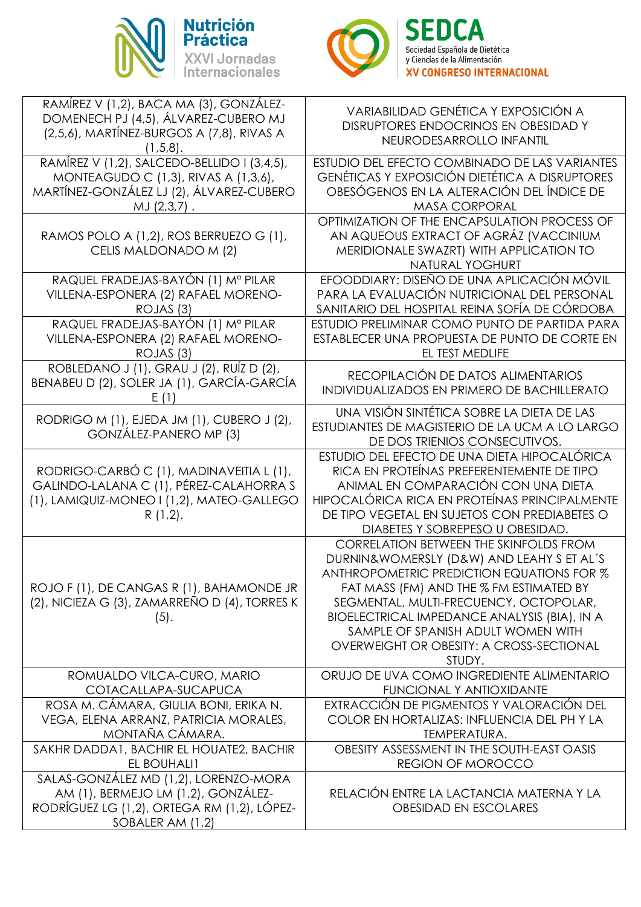| | |
|---|---|
| RAMÍREZ V (1,2), BACA MA (3), GONZÁLEZ-DOMENECH PJ (4,5), ÁLVAREZ-CUBERO MJ (2,5,6), MARTÍNEZ-BURGOS A (7,8), RIVAS A (1,5,8). | VARIABILIDAD GENÉTICA Y EXPOSICIÓN A DISRUPTORES ENDOCRINOS EN OBESIDAD Y NEURODESARROLLO INFANTIL |
| RAMÍREZ V (1,2), SALCEDO-BELLIDO I (3,4,5), MONTEAGUDO C (1,3), RIVAS A (1,3,6), MARTÍNEZ-GONZÁLEZ LJ (2), ÁLVAREZ-CUBERO MJ (2,3,7) . | ESTUDIO DEL EFECTO COMBINADO DE LAS VARIANTES GENÉTICAS Y EXPOSICIÓN DIETÉTICA A DISRUPTORES OBESÓGENOS EN LA ALTERACIÓN DEL ÍNDICE DE MASA CORPORAL |
| RAMOS POLO A (1,2), ROS BERRUEZO G (1), CELIS MALDONADO M (2) | OPTIMIZATION OF THE ENCAPSULATION PROCESS OF AN AQUEOUS EXTRACT OF AGRÁZ (VACCINIUM MERIDIONALE SWAZRT) WITH APPLICATION TO NATURAL YOGHURT |
| RAQUEL FRADEJAS-BAYÓN (1) Mª PILAR VILLENA-ESPONERA (2) RAFAEL MORENO-ROJAS (3) | EFOODDIARY: DISEÑO DE UNA APLICACIÓN MÓVIL PARA LA EVALUACIÓN NUTRICIONAL DEL PERSONAL SANITARIO DEL HOSPITAL REINA SOFÍA DE CÓRDOBA |
| RAQUEL FRADEJAS-BAYÓN (1) Mª PILAR VILLENA-ESPONERA (2) RAFAEL MORENO-ROJAS (3) | ESTUDIO PRELIMINAR COMO PUNTO DE PARTIDA PARA ESTABLECER UNA PROPUESTA DE PUNTO DE CORTE EN EL TEST MEDLIFE |
| ROBLEDANO J (1), GRAU J (2), RUÍZ D (2), BENABEU D (2), SOLER JA (1), GARCÍA-GARCÍA E (1) | RECOPILACIÓN DE DATOS ALIMENTARIOS INDIVIDUALIZADOS EN PRIMERO DE BACHILLERATO |
| RODRIGO M (1), EJEDA JM (1), CUBERO J (2), GONZÁLEZ-PANERO MP (3) | UNA VISIÓN SINTÉTICA SOBRE LA DIETA DE LAS ESTUDIANTES DE MAGISTERIO DE LA UCM A LO LARGO DE DOS TRIENIOS CONSECUTIVOS. |
| RODRIGO-CARBÓ C (1), MADINAVEITIA L (1), GALINDO-LALANA C (1), PÉREZ-CALAHORRA S (1), LAMIQUIZ-MONEO I (1,2), MATEO-GALLEGO R (1,2). | ESTUDIO DEL EFECTO DE UNA DIETA HIPOCALÓRICA RICA EN PROTEÍNAS PREFERENTEMENTE DE TIPO ANIMAL EN COMPARACIÓN CON UNA DIETA HIPOCALÓRICA RICA EN PROTEÍNAS PRINCIPALMENTE DE TIPO VEGETAL EN SUJETOS CON PREDIABETES O DIABETES Y SOBREPESO U OBESIDAD. |
| ROJO F (1), DE CANGAS R (1), BAHAMONDE JR (2), NICIEZA G (3), ZAMARREÑO D (4), TORRES K (5). | CORRELATION BETWEEN THE SKINFOLDS FROM DURNIN&WOMERSLY (D&W) AND LEAHY S ET AL´S ANTHROPOMETRIC PREDICTION EQUATIONS FOR % FAT MASS (FM) AND THE % FM ESTIMATED BY SEGMENTAL, MULTI-FRECUENCY, OCTOPOLAR, BIOELECTRICAL IMPEDANCE ANALYSIS (BIA), IN A SAMPLE OF SPANISH ADULT WOMEN WITH OVERWEIGHT OR OBESITY: A CROSS-SECTIONAL STUDY. |
| ROMUALDO VILCA-CURO, MARIO COTACALLAPA-SUCAPUCA | ORUJO DE UVA COMO INGREDIENTE ALIMENTARIO FUNCIONAL Y ANTIOXIDANTE |
| ROSA M. CÁMARA, GIULIA BONI, ERIKA N. VEGA, ELENA ARRANZ, PATRICIA MORALES, MONTAÑA CÁMARA. | EXTRACCIÓN DE PIGMENTOS Y VALORACIÓN DEL COLOR EN HORTALIZAS: INFLUENCIA DEL PH Y LA TEMPERATURA. |
| SAKHR DADDA1, BACHIR EL HOUATE2, BACHIR EL BOUHALI1 | OBESITY ASSESSMENT IN THE SOUTH-EAST OASIS REGION OF MOROCCO |
| SALAS-GONZÁLEZ MD (1,2), LORENZO-MORA AM (1), BERMEJO LM (1,2), GONZÁLEZ-RODRÍGUEZ LG (1,2), ORTEGA RM (1,2), LÓPEZ-SOBALER AM (1,2) | RELACIÓN ENTRE LA LACTANCIA MATERNA Y LA OBESIDAD EN ESCOLARES |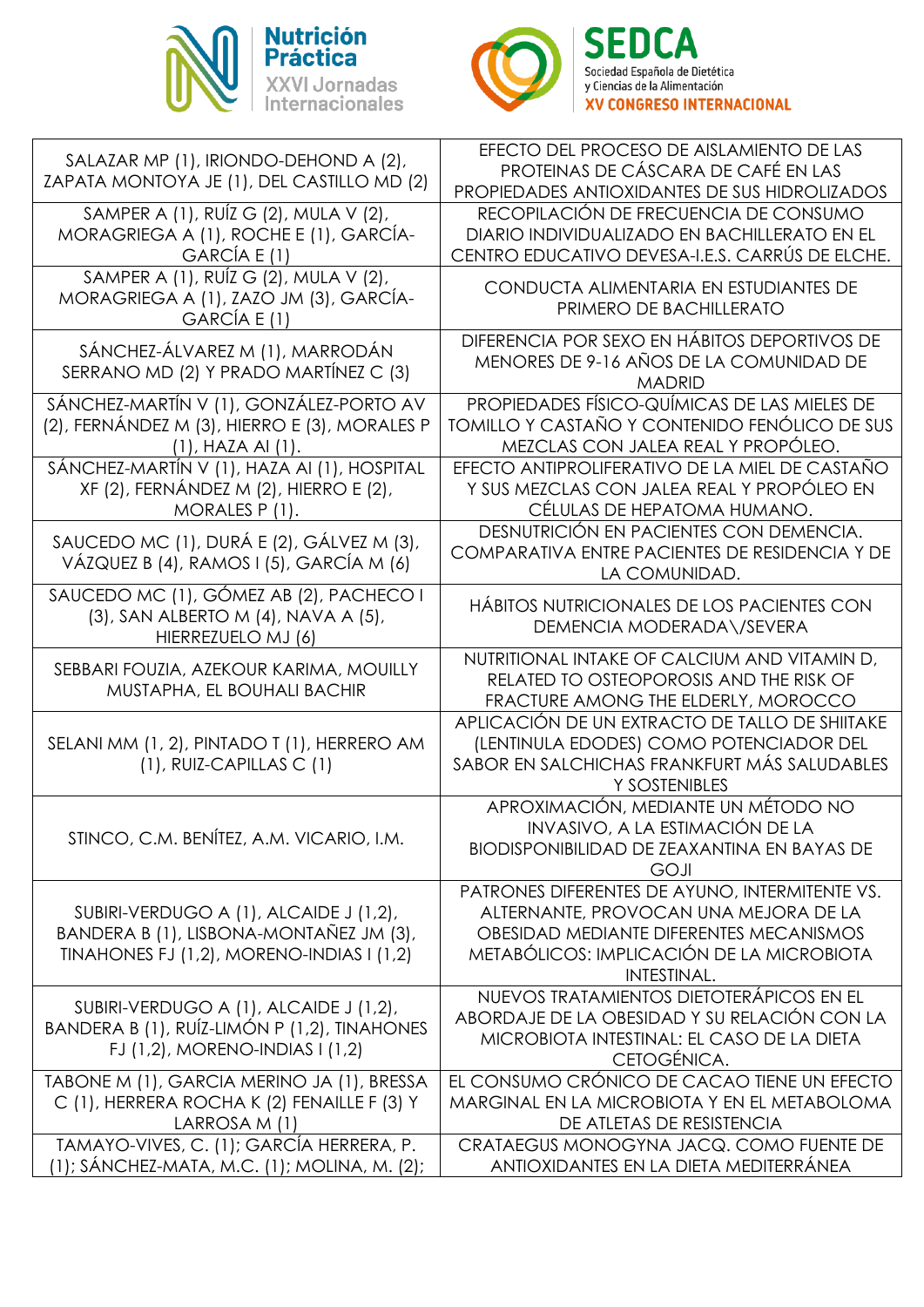| | |
|---|---|
| SALAZAR MP (1), IRIONDO-DEHOND A (2), ZAPATA MONTOYA JE (1), DEL CASTILLO MD (2) | EFECTO DEL PROCESO DE AISLAMIENTO DE LAS PROTEINAS DE CÁSCARA DE CAFÉ EN LAS PROPIEDADES ANTIOXIDANTES DE SUS HIDROLIZADOS |
| SAMPER A (1), RUÍZ G (2), MULA V (2), MORAGRIEGA A (1), ROCHE E (1), GARCÍA-GARCÍA E (1) | RECOPILACIÓN DE FRECUENCIA DE CONSUMO DIARIO INDIVIDUALIZADO EN BACHILLERATO EN EL CENTRO EDUCATIVO DEVESA-I.E.S. CARRÚS DE ELCHE. |
| SAMPER A (1), RUÍZ G (2), MULA V (2), MORAGRIEGA A (1), ZAZO JM (3), GARCÍA-GARCÍA E (1) | CONDUCTA ALIMENTARIA EN ESTUDIANTES DE PRIMERO DE BACHILLERATO |
| SÁNCHEZ-ÁLVAREZ M (1), MARRODÁN SERRANO MD (2) Y PRADO MARTÍNEZ C (3) | DIFERENCIA POR SEXO EN HÁBITOS DEPORTIVOS DE MENORES DE 9-16 AÑOS DE LA COMUNIDAD DE MADRID |
| SÁNCHEZ-MARTÍN V (1), GONZÁLEZ-PORTO AV (2), FERNÁNDEZ M (3), HIERRO E (3), MORALES P (1), HAZA AI (1). | PROPIEDADES FÍSICO-QUÍMICAS DE LAS MIELES DE TOMILLO Y CASTAÑO Y CONTENIDO FENÓLICO DE SUS MEZCLAS CON JALEA REAL Y PROPÓLEO. |
| SÁNCHEZ-MARTÍN V (1), HAZA AI (1), HOSPITAL XF (2), FERNÁNDEZ M (2), HIERRO E (2), MORALES P (1). | EFECTO ANTIPROLIFERATIVO DE LA MIEL DE CASTAÑO Y SUS MEZCLAS CON JALEA REAL Y PROPÓLEO EN CÉLULAS DE HEPATOMA HUMANO. |
| SAUCEDO MC (1), DURÁ E (2), GÁLVEZ M (3), VÁZQUEZ B (4), RAMOS I (5), GARCÍA M (6) | DESNUTRICIÓN EN PACIENTES CON DEMENCIA. COMPARATIVA ENTRE PACIENTES DE RESIDENCIA Y DE LA COMUNIDAD. |
| SAUCEDO MC (1), GÓMEZ AB (2), PACHECO I (3), SAN ALBERTO M (4), NAVA A (5), HIERREZUELO MJ (6) | HÁBITOS NUTRICIONALES DE LOS PACIENTES CON DEMENCIA MODERADA\/SEVERA |
| SEBBARI FOUZIA, AZEKOUR KARIMA, MOUILLY MUSTAPHA, EL BOUHALI BACHIR | NUTRITIONAL INTAKE OF CALCIUM AND VITAMIN D, RELATED TO OSTEOPOROSIS AND THE RISK OF FRACTURE AMONG THE ELDERLY, MOROCCO |
| SELANI MM (1, 2), PINTADO T (1), HERRERO AM (1), RUIZ-CAPILLAS C (1) | APLICACIÓN DE UN EXTRACTO DE TALLO DE SHIITAKE (LENTINULA EDODES) COMO POTENCIADOR DEL SABOR EN SALCHICHAS FRANKFURT MÁS SALUDABLES Y SOSTENIBLES |
| STINCO, C.M. BENÍTEZ, A.M. VICARIO, I.M. | APROXIMACIÓN, MEDIANTE UN MÉTODO NO INVASIVO, A LA ESTIMACIÓN DE LA BIODISPONIBILIDAD DE ZEAXANTINA EN BAYAS DE GOJI |
| SUBIRI-VERDUGO A (1), ALCAIDE J (1,2), BANDERA B (1), LISBONA-MONTAÑEZ JM (3), TINAHONES FJ (1,2), MORENO-INDIAS I (1,2) | PATRONES DIFERENTES DE AYUNO, INTERMITENTE VS. ALTERNANTE, PROVOCAN UNA MEJORA DE LA OBESIDAD MEDIANTE DIFERENTES MECANISMOS METABÓLICOS: IMPLICACIÓN DE LA MICROBIOTA INTESTINAL. |
| SUBIRI-VERDUGO A (1), ALCAIDE J (1,2), BANDERA B (1), RUÍZ-LIMÓN P (1,2), TINAHONES FJ (1,2), MORENO-INDIAS I (1,2) | NUEVOS TRATAMIENTOS DIETOTERÁPICOS EN EL ABORDAJE DE LA OBESIDAD Y SU RELACIÓN CON LA MICROBIOTA INTESTINAL: EL CASO DE LA DIETA CETOGÉNICA. |
| TABONE M (1), GARCIA MERINO JA (1), BRESSA C (1), HERRERA ROCHA K (2) FENAILLE F (3) Y LARROSA M (1) | EL CONSUMO CRÓNICO DE CACAO TIENE UN EFECTO MARGINAL EN LA MICROBIOTA Y EN EL METABOLOMA DE ATLETAS DE RESISTENCIA |
| TAMAYO-VIVES, C. (1); GARCÍA HERRERA, P. (1); SÁNCHEZ-MATA, M.C. (1); MOLINA, M. (2); | CRATAEGUS MONOGYNA JACQ. COMO FUENTE DE ANTIOXIDANTES EN LA DIETA MEDITERRÁNEA |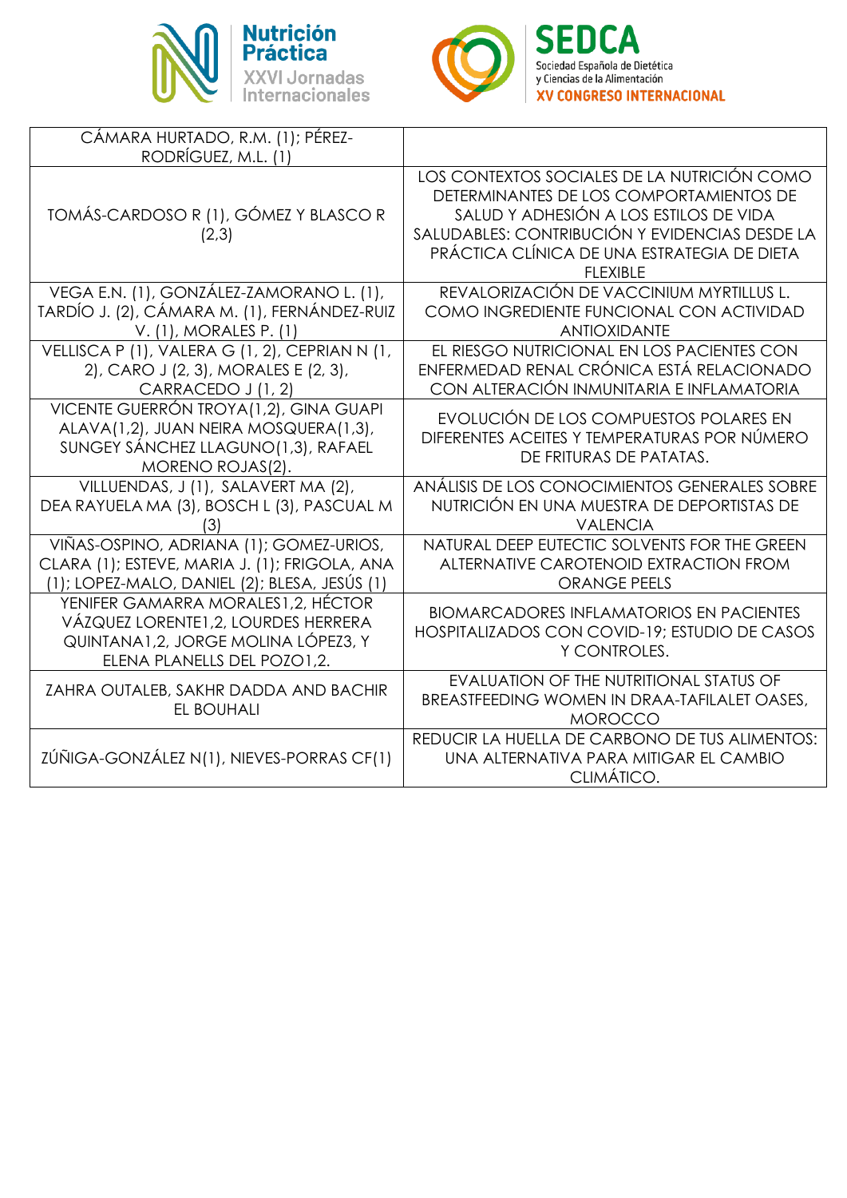| | |
|---|---|
| CÁMARA HURTADO, R.M. (1); PÉREZ-RODRÍGUEZ, M.L. (1) | |
| TOMÁS-CARDOSO R (1), GÓMEZ Y BLASCO R (2,3) | LOS CONTEXTOS SOCIALES DE LA NUTRICIÓN COMO DETERMINANTES DE LOS COMPORTAMIENTOS DE SALUD Y ADHESIÓN A LOS ESTILOS DE VIDA SALUDABLES: CONTRIBUCIÓN Y EVIDENCIAS DESDE LA PRÁCTICA CLÍNICA DE UNA ESTRATEGIA DE DIETA FLEXIBLE |
| VEGA E.N. (1), GONZÁLEZ-ZAMORANO L. (1), TARDÍO J. (2), CÁMARA M. (1), FERNÁNDEZ-RUIZ V. (1), MORALES P. (1) | REVALORIZACIÓN DE VACCINIUM MYRTILLUS L. COMO INGREDIENTE FUNCIONAL CON ACTIVIDAD ANTIOXIDANTE |
| VELLISCA P (1), VALERA G (1, 2), CEPRIAN N (1, 2), CARO J (2, 3), MORALES E (2, 3), CARRACEDO J (1, 2) | EL RIESGO NUTRICIONAL EN LOS PACIENTES CON ENFERMEDAD RENAL CRÓNICA ESTÁ RELACIONADO CON ALTERACIÓN INMUNITARIA E INFLAMATORIA |
| VICENTE GUERRÓN TROYA(1,2), GINA GUAPI ALAVA(1,2), JUAN NEIRA MOSQUERA(1,3), SUNGEY SÁNCHEZ LLAGUNO(1,3), RAFAEL MORENO ROJAS(2). | EVOLUCIÓN DE LOS COMPUESTOS POLARES EN DIFERENTES ACEITES Y TEMPERATURAS POR NÚMERO DE FRITURAS DE PATATAS. |
| VILLUENDAS, J (1), SALAVERT MA (2), DEA RAYUELA MA (3), BOSCH L (3), PASCUAL M (3) | ANÁLISIS DE LOS CONOCIMIENTOS GENERALES SOBRE NUTRICIÓN EN UNA MUESTRA DE DEPORTISTAS DE VALENCIA |
| VIÑAS-OSPINO, ADRIANA (1); GOMEZ-URIOS, CLARA (1); ESTEVE, MARIA J. (1); FRIGOLA, ANA (1); LOPEZ-MALO, DANIEL (2); BLESA, JESÚS (1) | NATURAL DEEP EUTECTIC SOLVENTS FOR THE GREEN ALTERNATIVE CAROTENOID EXTRACTION FROM ORANGE PEELS |
| YENIFER GAMARRA MORALES1,2, HÉCTOR VÁZQUEZ LORENTE1,2, LOURDES HERRERA QUINTANA1,2, JORGE MOLINA LÓPEZ3, Y ELENA PLANELLS DEL POZO1,2. | BIOMARCADORES INFLAMATORIOS EN PACIENTES HOSPITALIZADOS CON COVID-19; ESTUDIO DE CASOS Y CONTROLES. |
| ZAHRA OUTALEB, SAKHR DADDA AND BACHIR EL BOUHALI | EVALUATION OF THE NUTRITIONAL STATUS OF BREASTFEEDING WOMEN IN DRAA-TAFILALET OASES, MOROCCO |
| ZÚÑIGA-GONZÁLEZ N(1), NIEVES-PORRAS CF(1) | REDUCIR LA HUELLA DE CARBONO DE TUS ALIMENTOS: UNA ALTERNATIVA PARA MITIGAR EL CAMBIO CLIMÁTICO. |